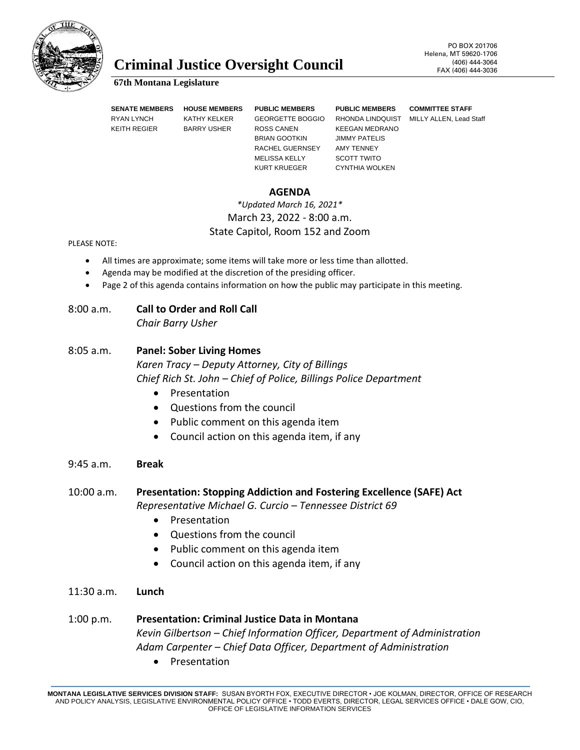# Criminal Justice Oversight Council

**67th Montana Legislature**

PO BOX 201706
Helena, MT 59620-1706
(406) 444-3064
FAX (406) 444-3036

| SENATE MEMBERS | HOUSE MEMBERS | PUBLIC MEMBERS | PUBLIC MEMBERS | COMMITTEE STAFF |
|---|---|---|---|---|
| RYAN LYNCH | KATHY KELKER | GEORGETTE BOGGIO | RHONDA LINDQUIST | MILLY ALLEN, Lead Staff |
| KEITH REGIER | BARRY USHER | ROSS CANEN | KEEGAN MEDRANO | |
| | | BRIAN GOOTKIN | JIMMY PATELIS | |
| | | RACHEL GUERNSEY | AMY TENNEY | |
| | | MELISSA KELLY | SCOTT TWITO | |
| | | KURT KRUEGER | CYNTHIA WOLKEN | |

## AGENDA

*\*Updated March 16, 2021\**

March 23, 2022 - 8:00 a.m.

State Capitol, Room 152 and Zoom

PLEASE NOTE:

- All times are approximate; some items will take more or less time than allotted.
- Agenda may be modified at the discretion of the presiding officer.
- Page 2 of this agenda contains information on how the public may participate in this meeting.

8:00 a.m. **Call to Order and Roll Call**
*Chair Barry Usher*

8:05 a.m. **Panel: Sober Living Homes**
*Karen Tracy – Deputy Attorney, City of Billings*
*Chief Rich St. John – Chief of Police, Billings Police Department*

- Presentation
- Questions from the council
- Public comment on this agenda item
- Council action on this agenda item, if any

9:45 a.m. **Break**

10:00 a.m. **Presentation: Stopping Addiction and Fostering Excellence (SAFE) Act**
*Representative Michael G. Curcio – Tennessee District 69*

- Presentation
- Questions from the council
- Public comment on this agenda item
- Council action on this agenda item, if any

11:30 a.m. **Lunch**

1:00 p.m. **Presentation: Criminal Justice Data in Montana**
*Kevin Gilbertson – Chief Information Officer, Department of Administration*
*Adam Carpenter – Chief Data Officer, Department of Administration*

- Presentation

MONTANA LEGISLATIVE SERVICES DIVISION STAFF: SUSAN BYORTH FOX, EXECUTIVE DIRECTOR • JOE KOLMAN, DIRECTOR, OFFICE OF RESEARCH AND POLICY ANALYSIS, LEGISLATIVE ENVIRONMENTAL POLICY OFFICE • TODD EVERTS, DIRECTOR, LEGAL SERVICES OFFICE • DALE GOW, CIO, OFFICE OF LEGISLATIVE INFORMATION SERVICES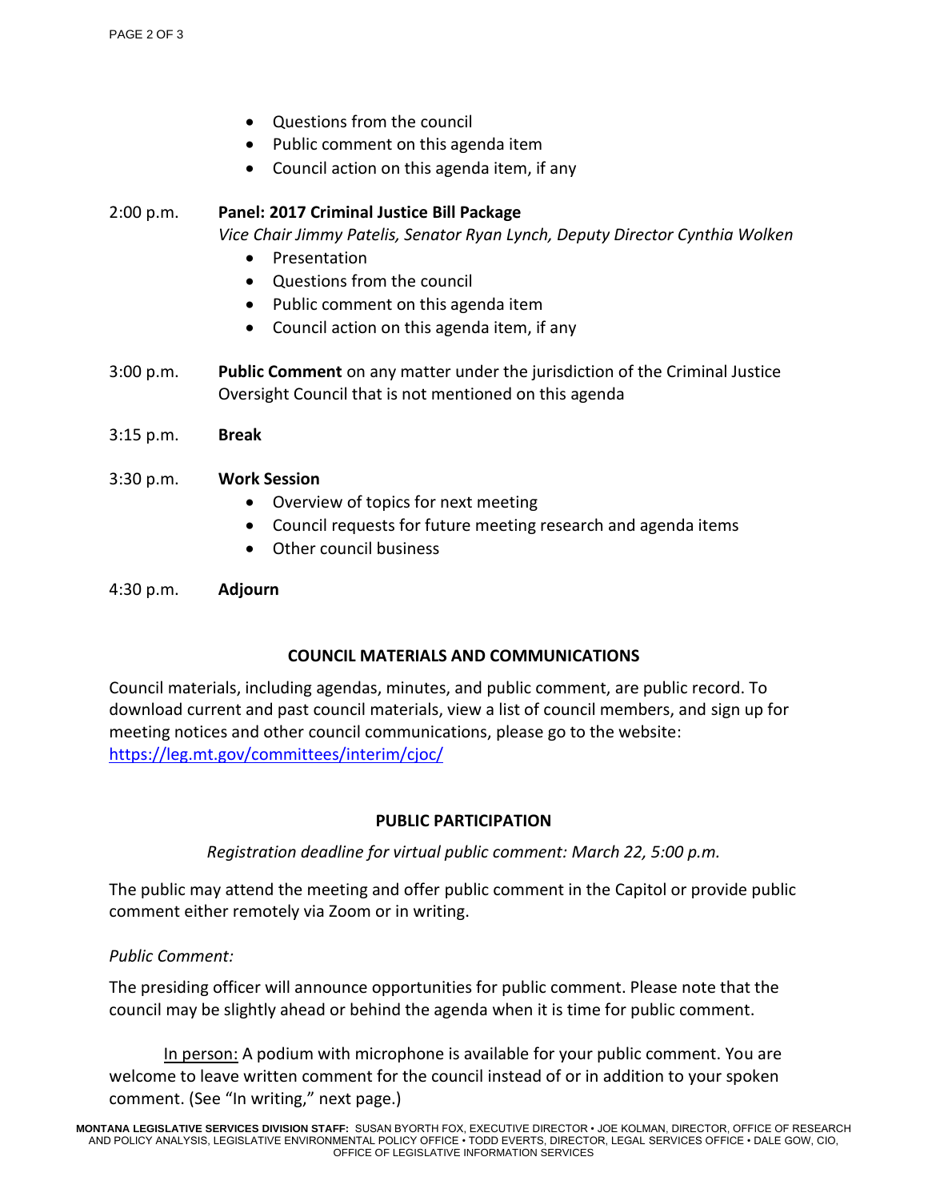- Questions from the council
- Public comment on this agenda item
- Council action on this agenda item, if any

2:00 p.m. **Panel: 2017 Criminal Justice Bill Package**
*Vice Chair Jimmy Patelis, Senator Ryan Lynch, Deputy Director Cynthia Wolken*

- Presentation
- Questions from the council
- Public comment on this agenda item
- Council action on this agenda item, if any

3:00 p.m. **Public Comment** on any matter under the jurisdiction of the Criminal Justice Oversight Council that is not mentioned on this agenda

3:15 p.m. **Break**

3:30 p.m. **Work Session**

- Overview of topics for next meeting
- Council requests for future meeting research and agenda items
- Other council business

4:30 p.m. **Adjourn**

## COUNCIL MATERIALS AND COMMUNICATIONS

Council materials, including agendas, minutes, and public comment, are public record. To download current and past council materials, view a list of council members, and sign up for meeting notices and other council communications, please go to the website: https://leg.mt.gov/committees/interim/cjoc/

## PUBLIC PARTICIPATION

*Registration deadline for virtual public comment: March 22, 5:00 p.m.*

The public may attend the meeting and offer public comment in the Capitol or provide public comment either remotely via Zoom or in writing.

*Public Comment:*

The presiding officer will announce opportunities for public comment. Please note that the council may be slightly ahead or behind the agenda when it is time for public comment.

In person: A podium with microphone is available for your public comment. You are welcome to leave written comment for the council instead of or in addition to your spoken comment. (See "In writing," next page.)

**MONTANA LEGISLATIVE SERVICES DIVISION STAFF:** SUSAN BYORTH FOX, EXECUTIVE DIRECTOR • JOE KOLMAN, DIRECTOR, OFFICE OF RESEARCH AND POLICY ANALYSIS, LEGISLATIVE ENVIRONMENTAL POLICY OFFICE • TODD EVERTS, DIRECTOR, LEGAL SERVICES OFFICE • DALE GOW, CIO, OFFICE OF LEGISLATIVE INFORMATION SERVICES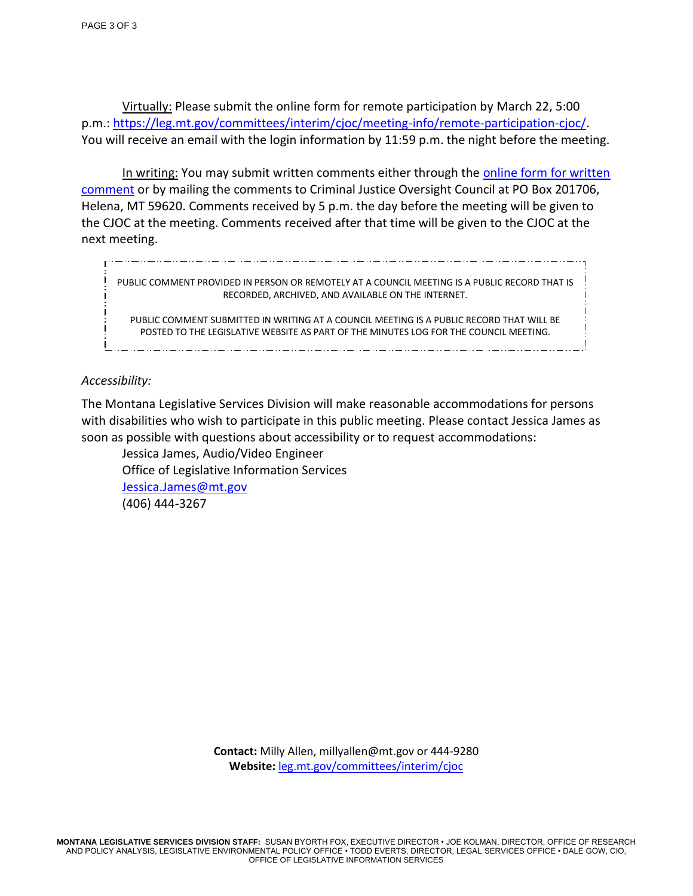Virtually: Please submit the online form for remote participation by March 22, 5:00 p.m.: https://leg.mt.gov/committees/interim/cjoc/meeting-info/remote-participation-cjoc/. You will receive an email with the login information by 11:59 p.m. the night before the meeting.

In writing: You may submit written comments either through the online form for written comment or by mailing the comments to Criminal Justice Oversight Council at PO Box 201706, Helena, MT 59620. Comments received by 5 p.m. the day before the meeting will be given to the CJOC at the meeting. Comments received after that time will be given to the CJOC at the next meeting.

> PUBLIC COMMENT PROVIDED IN PERSON OR REMOTELY AT A COUNCIL MEETING IS A PUBLIC RECORD THAT IS RECORDED, ARCHIVED, AND AVAILABLE ON THE INTERNET.
>
> PUBLIC COMMENT SUBMITTED IN WRITING AT A COUNCIL MEETING IS A PUBLIC RECORD THAT WILL BE POSTED TO THE LEGISLATIVE WEBSITE AS PART OF THE MINUTES LOG FOR THE COUNCIL MEETING.

*Accessibility:*

The Montana Legislative Services Division will make reasonable accommodations for persons with disabilities who wish to participate in this public meeting. Please contact Jessica James as soon as possible with questions about accessibility or to request accommodations:

Jessica James, Audio/Video Engineer
Office of Legislative Information Services
Jessica.James@mt.gov
(406) 444-3267

**Contact:** Milly Allen, millyallen@mt.gov or 444-9280
**Website:** leg.mt.gov/committees/interim/cjoc

**MONTANA LEGISLATIVE SERVICES DIVISION STAFF:** SUSAN BYORTH FOX, EXECUTIVE DIRECTOR • JOE KOLMAN, DIRECTOR, OFFICE OF RESEARCH AND POLICY ANALYSIS, LEGISLATIVE ENVIRONMENTAL POLICY OFFICE • TODD EVERTS, DIRECTOR, LEGAL SERVICES OFFICE • DALE GOW, CIO, OFFICE OF LEGISLATIVE INFORMATION SERVICES